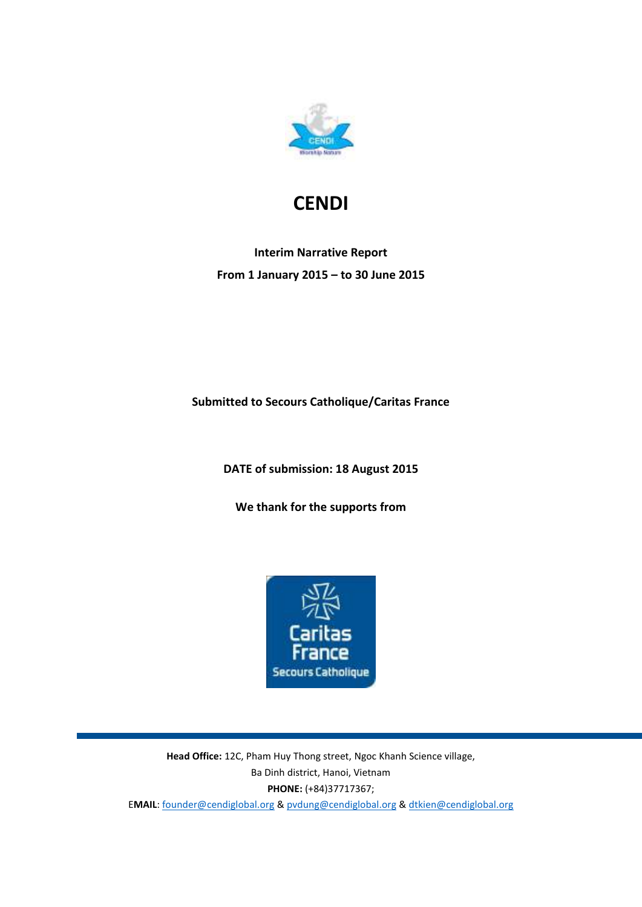# CENDI

**Interim Narrative Report**

**From 1 January 2015 – to 30 June 2015**

**Submitted to Secours Catholique/Caritas France**

**DATE of submission: 18 August 2015**

**We thank for the supports from**

**Head Office:** 12C, Pham Huy Thong street, Ngoc Khanh Science village, Ba Dinh district, Hanoi, Vietnam

**PHONE:** (+84)37717367;

**EMAIL**: founder@cendiglobal.org & pvdung@cendiglobal.org & dtkien@cendiglobal.org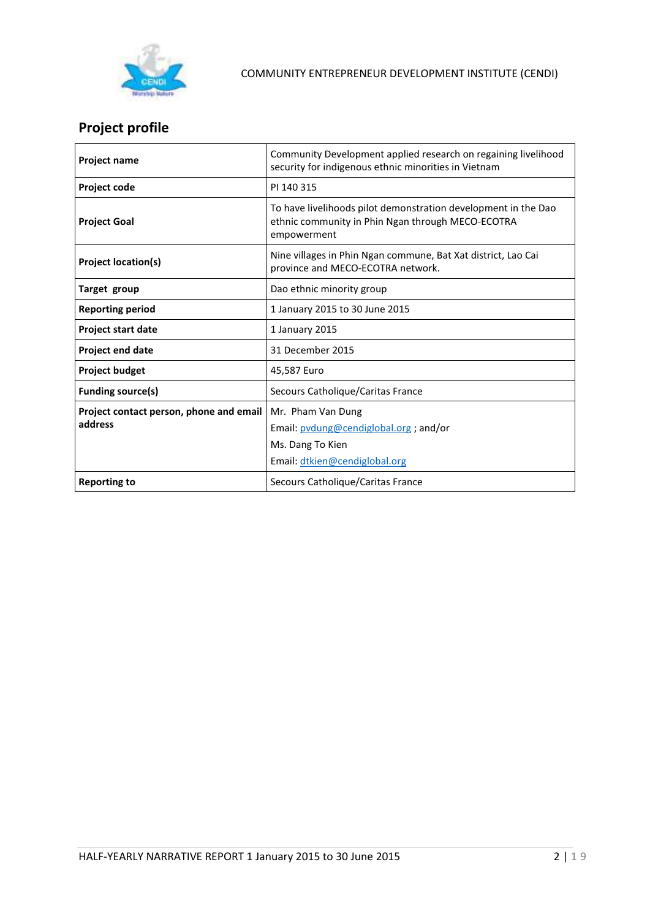## Project profile

| Project name | Community Development applied research on regaining livelihood security for indigenous ethnic minorities in Vietnam |
|---|---|
| **Project code** | PI 140 315 |
| **Project Goal** | To have livelihoods pilot demonstration development in the Dao ethnic community in Phin Ngan through MECO-ECOTRA empowerment |
| **Project location(s)** | Nine villages in Phin Ngan commune, Bat Xat district, Lao Cai province and MECO-ECOTRA network. |
| **Target group** | Dao ethnic minority group |
| **Reporting period** | 1 January 2015 to 30 June 2015 |
| **Project start date** | 1 January 2015 |
| **Project end date** | 31 December 2015 |
| **Project budget** | 45,587 Euro |
| **Funding source(s)** | Secours Catholique/Caritas France |
| **Project contact person, phone and email address** | Mr. Pham Van Dung<br>Email: pvdung@cendiglobal.org ; and/or<br>Ms. Dang To Kien<br>Email: dtkien@cendiglobal.org |
| **Reporting to** | Secours Catholique/Caritas France |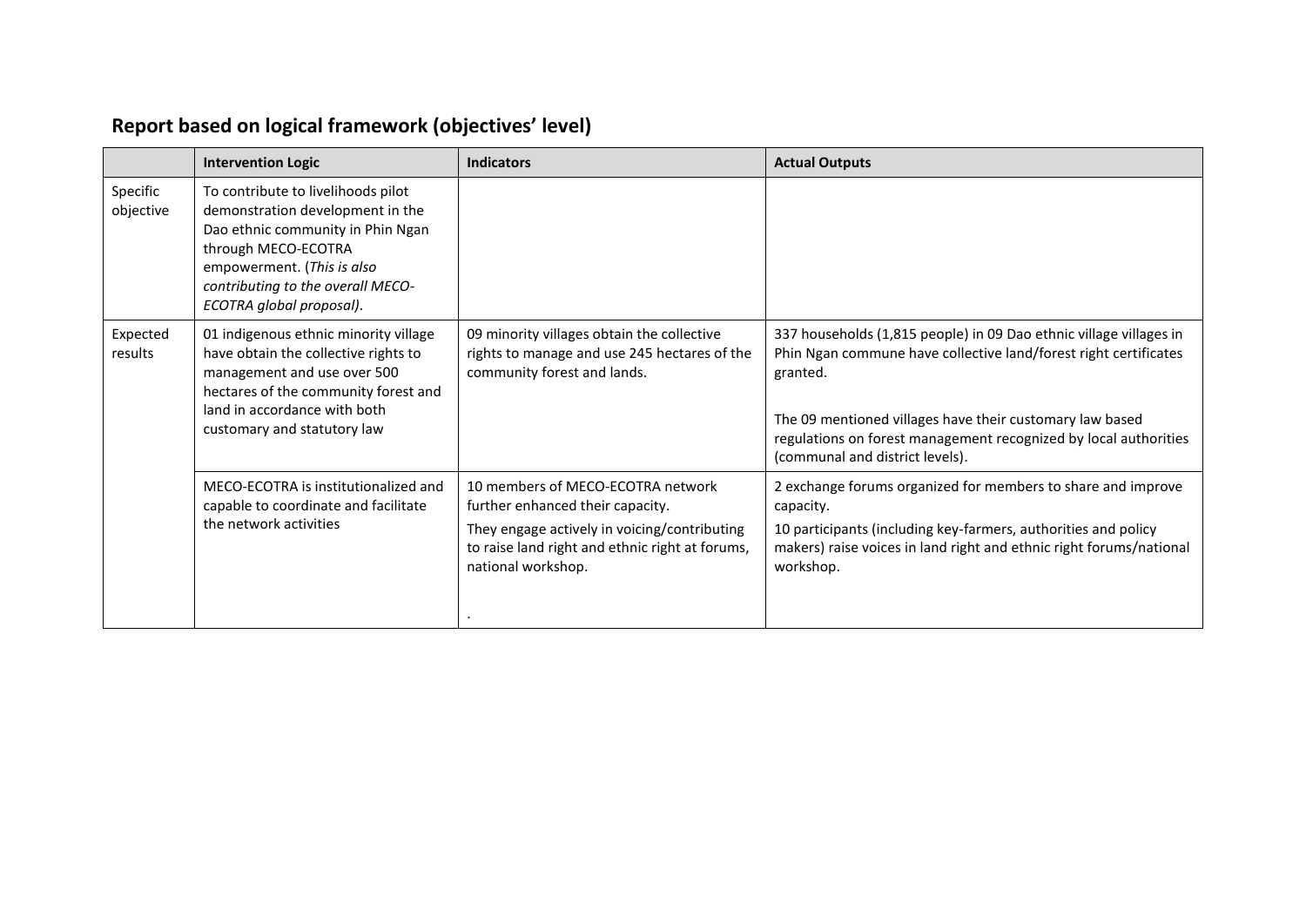## Report based on logical framework (objectives' level)

| | Intervention Logic | Indicators | Actual Outputs |
|---|---|---|---|
| Specific objective | To contribute to livelihoods pilot demonstration development in the Dao ethnic community in Phin Ngan through MECO-ECOTRA empowerment. (*This is also contributing to the overall MECO-ECOTRA global proposal)*. | | |
| Expected results | 01 indigenous ethnic minority village have obtain the collective rights to management and use over 500 hectares of the community forest and land in accordance with both customary and statutory law | 09 minority villages obtain the collective rights to manage and use 245 hectares of the community forest and lands. | 337 households (1,815 people) in 09 Dao ethnic village villages in Phin Ngan commune have collective land/forest right certificates granted.<br><br>The 09 mentioned villages have their customary law based regulations on forest management recognized by local authorities (communal and district levels). |
| | MECO-ECOTRA is institutionalized and capable to coordinate and facilitate the network activities | 10 members of MECO-ECOTRA network further enhanced their capacity.<br>They engage actively in voicing/contributing to raise land right and ethnic right at forums, national workshop.<br><br>. | 2 exchange forums organized for members to share and improve capacity.<br>10 participants (including key-farmers, authorities and policy makers) raise voices in land right and ethnic right forums/national workshop. |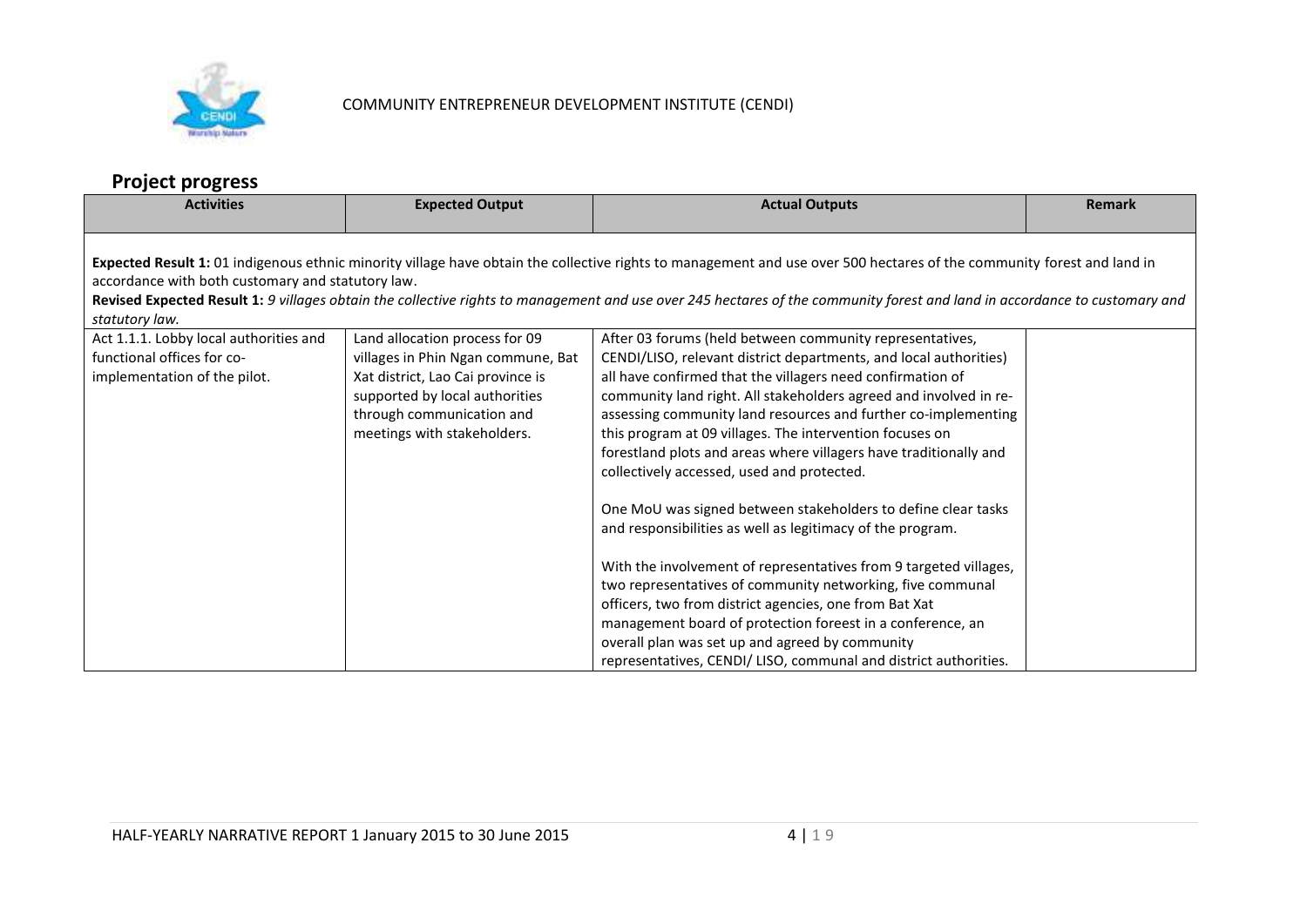COMMUNITY ENTREPRENEUR DEVELOPMENT INSTITUTE (CENDI)

## Project progress

| Activities | Expected Output | Actual Outputs | Remark |
|---|---|---|---|
| **Expected Result 1:** 01 indigenous ethnic minority village have obtain the collective rights to management and use over 500 hectares of the community forest and land in accordance with both customary and statutory law.<br>**Revised Expected Result 1:** *9 villages obtain the collective rights to management and use over 245 hectares of the community forest and land in accordance to customary and statutory law.* | | | |
| Act 1.1.1. Lobby local authorities and functional offices for co-implementation of the pilot. | Land allocation process for 09 villages in Phin Ngan commune, Bat Xat district, Lao Cai province is supported by local authorities through communication and meetings with stakeholders. | After 03 forums (held between community representatives, CENDI/LISO, relevant district departments, and local authorities) all have confirmed that the villagers need confirmation of community land right. All stakeholders agreed and involved in re-assessing community land resources and further co-implementing this program at 09 villages. The intervention focuses on forestland plots and areas where villagers have traditionally and collectively accessed, used and protected.<br><br>One MoU was signed between stakeholders to define clear tasks and responsibilities as well as legitimacy of the program.<br><br>With the involvement of representatives from 9 targeted villages, two representatives of community networking, five communal officers, two from district agencies, one from Bat Xat management board of protection foreest in a conference, an overall plan was set up and agreed by community representatives, CENDI/ LISO, communal and district authorities. | |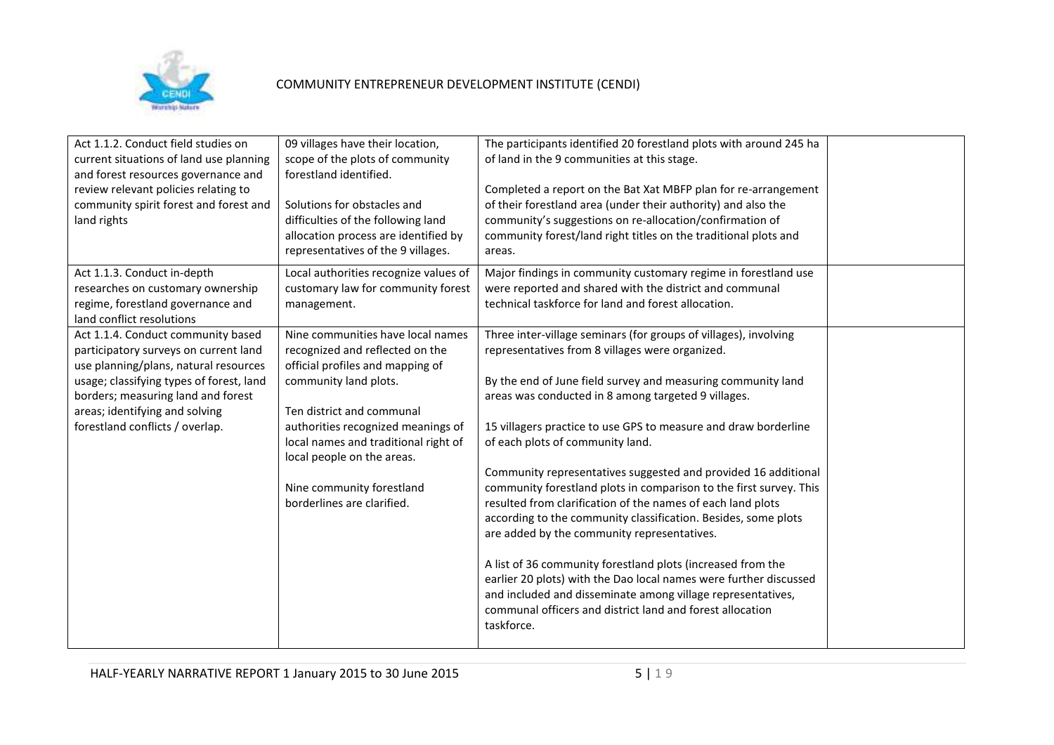| Act 1.1.2. Conduct field studies on current situations of land use planning and forest resources governance and review relevant policies relating to community spirit forest and forest and land rights | 09 villages have their location, scope of the plots of community forestland identified.<br><br>Solutions for obstacles and difficulties of the following land allocation process are identified by representatives of the 9 villages. | The participants identified 20 forestland plots with around 245 ha of land in the 9 communities at this stage.<br><br>Completed a report on the Bat Xat MBFP plan for re-arrangement of their forestland area (under their authority) and also the community's suggestions on re-allocation/confirmation of community forest/land right titles on the traditional plots and areas. | |
|---|---|---|---|
| Act 1.1.3. Conduct in-depth researches on customary ownership regime, forestland governance and land conflict resolutions | Local authorities recognize values of customary law for community forest management. | Major findings in community customary regime in forestland use were reported and shared with the district and communal technical taskforce for land and forest allocation. | |
| Act 1.1.4. Conduct community based participatory surveys on current land use planning/plans, natural resources usage; classifying types of forest, land borders; measuring land and forest areas; identifying and solving forestland conflicts / overlap. | Nine communities have local names recognized and reflected on the official profiles and mapping of community land plots.<br><br>Ten district and communal authorities recognized meanings of local names and traditional right of local people on the areas.<br><br>Nine community forestland borderlines are clarified. | Three inter-village seminars (for groups of villages), involving representatives from 8 villages were organized.<br><br>By the end of June field survey and measuring community land areas was conducted in 8 among targeted 9 villages.<br><br>15 villagers practice to use GPS to measure and draw borderline of each plots of community land.<br><br>Community representatives suggested and provided 16 additional community forestland plots in comparison to the first survey. This resulted from clarification of the names of each land plots according to the community classification. Besides, some plots are added by the community representatives.<br><br>A list of 36 community forestland plots (increased from the earlier 20 plots) with the Dao local names were further discussed and included and disseminate among village representatives, communal officers and district land and forest allocation taskforce. | |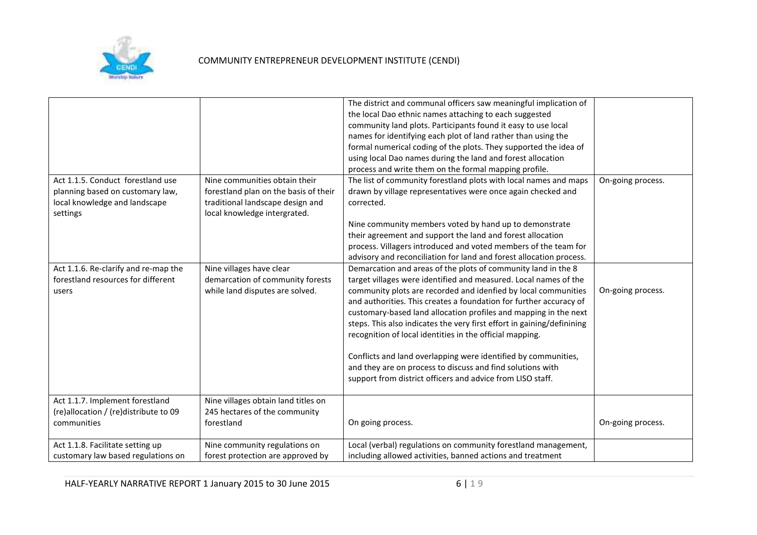| | | | |
|---|---|---|---|
| | | The district and communal officers saw meaningful implication of the local Dao ethnic names attaching to each suggested community land plots. Participants found it easy to use local names for identifying each plot of land rather than using the formal numerical coding of the plots. They supported the idea of using local Dao names during the land and forest allocation process and write them on the formal mapping profile. | |
| Act 1.1.5. Conduct forestland use planning based on customary law, local knowledge and landscape settings | Nine communities obtain their forestland plan on the basis of their traditional landscape design and local knowledge intergrated. | The list of community forestland plots with local names and maps drawn by village representatives were once again checked and corrected.<br><br>Nine community members voted by hand up to demonstrate their agreement and support the land and forest allocation process. Villagers introduced and voted members of the team for advisory and reconciliation for land and forest allocation process. | On-going process. |
| Act 1.1.6. Re-clarify and re-map the forestland resources for different users | Nine villages have clear demarcation of community forests while land disputes are solved. | Demarcation and areas of the plots of community land in the 8 target villages were identified and measured. Local names of the community plots are recorded and idenfied by local communities and authorities. This creates a foundation for further accuracy of customary-based land allocation profiles and mapping in the next steps. This also indicates the very first effort in gaining/definining recognition of local identities in the official mapping.<br><br>Conflicts and land overlapping were identified by communities, and they are on process to discuss and find solutions with support from district officers and advice from LISO staff. | On-going process. |
| Act 1.1.7. Implement forestland (re)allocation / (re)distribute to 09 communities | Nine villages obtain land titles on 245 hectares of the community forestland | On going process. | On-going process. |
| Act 1.1.8. Facilitate setting up customary law based regulations on | Nine community regulations on forest protection are approved by | Local (verbal) regulations on community forestland management, including allowed activities, banned actions and treatment | |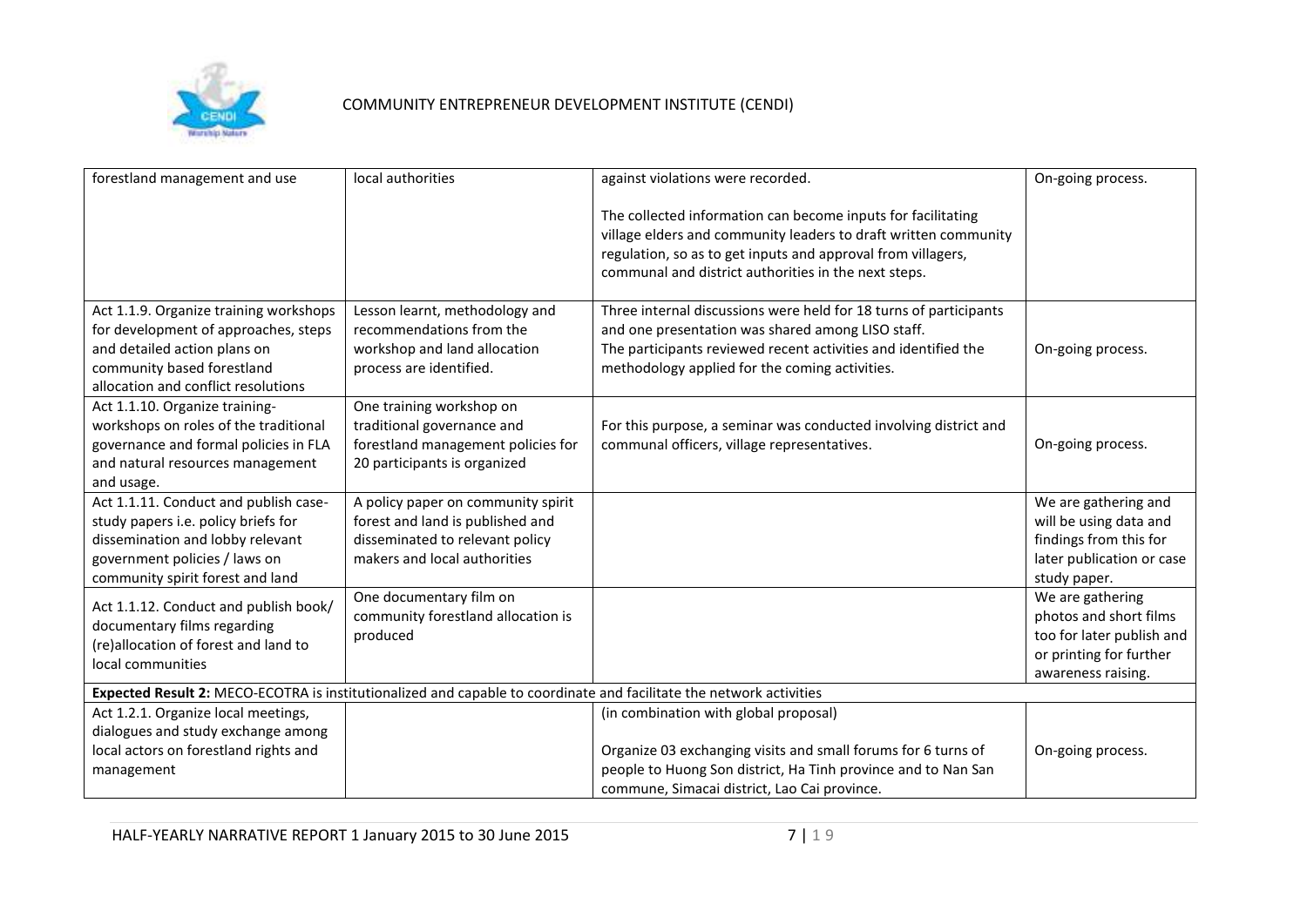| | | | |
|---|---|---|---|
| forestland management and use | local authorities | against violations were recorded.<br><br>The collected information can become inputs for facilitating village elders and community leaders to draft written community regulation, so as to get inputs and approval from villagers, communal and district authorities in the next steps. | On-going process. |
| Act 1.1.9. Organize training workshops for development of approaches, steps and detailed action plans on community based forestland allocation and conflict resolutions | Lesson learnt, methodology and recommendations from the workshop and land allocation process are identified. | Three internal discussions were held for 18 turns of participants and one presentation was shared among LISO staff.<br>The participants reviewed recent activities and identified the methodology applied for the coming activities. | On-going process. |
| Act 1.1.10. Organize training-workshops on roles of the traditional governance and formal policies in FLA and natural resources management and usage. | One training workshop on traditional governance and forestland management policies for 20 participants is organized | For this purpose, a seminar was conducted involving district and communal officers, village representatives. | On-going process. |
| Act 1.1.11. Conduct and publish case-study papers i.e. policy briefs for dissemination and lobby relevant government policies / laws on community spirit forest and land | A policy paper on community spirit forest and land is published and disseminated to relevant policy makers and local authorities | | We are gathering and will be using data and findings from this for later publication or case study paper. |
| Act 1.1.12. Conduct and publish book/ documentary films regarding (re)allocation of forest and land to local communities | One documentary film on community forestland allocation is produced | | We are gathering photos and short films too for later publish and or printing for further awareness raising. |
| **Expected Result 2:** MECO-ECOTRA is institutionalized and capable to coordinate and facilitate the network activities | | | |
| Act 1.2.1. Organize local meetings, dialogues and study exchange among local actors on forestland rights and management | | (in combination with global proposal)<br><br>Organize 03 exchanging visits and small forums for 6 turns of people to Huong Son district, Ha Tinh province and to Nan San commune, Simacai district, Lao Cai province. | On-going process. |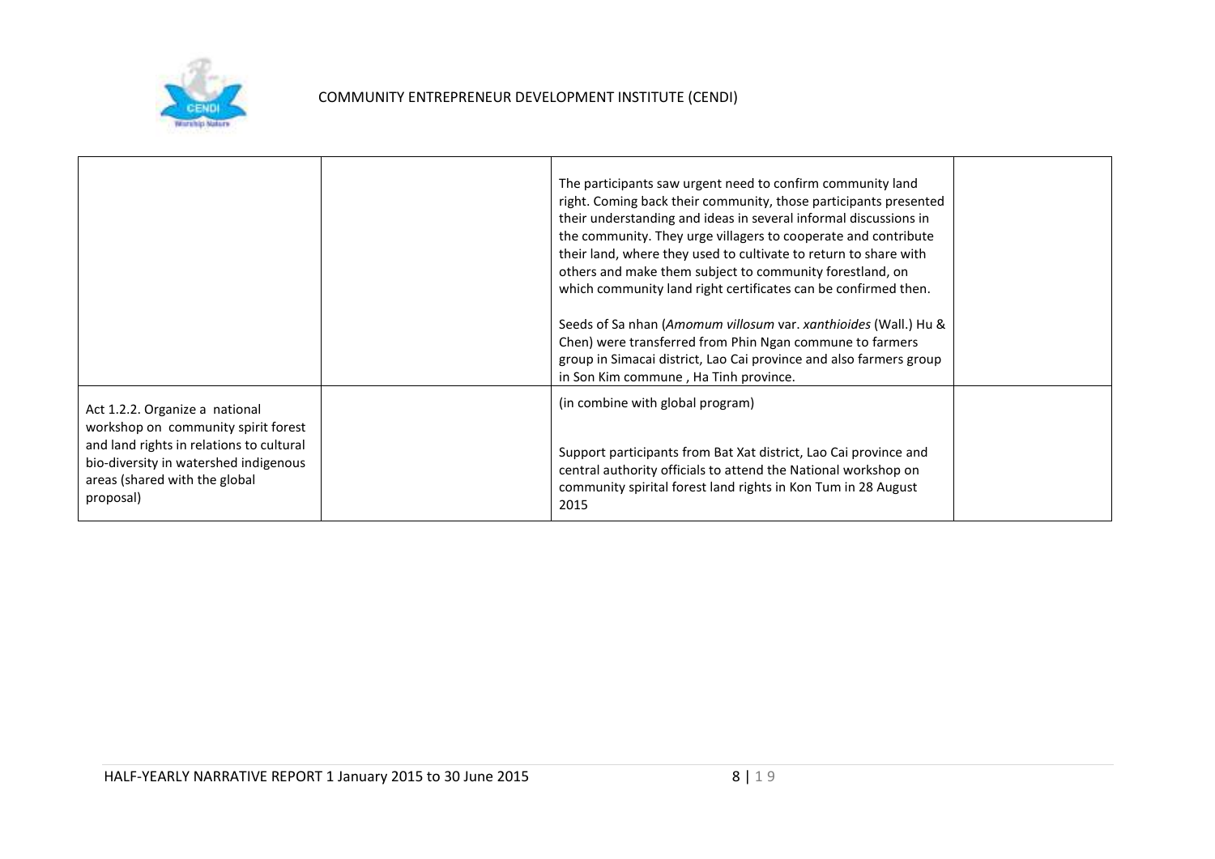| | | | |
|---|---|---|---|
| | | The participants saw urgent need to confirm community land right. Coming back their community, those participants presented their understanding and ideas in several informal discussions in the community. They urge villagers to cooperate and contribute their land, where they used to cultivate to return to share with others and make them subject to community forestland, on which community land right certificates can be confirmed then.<br><br>Seeds of Sa nhan (*Amomum villosum* var. *xanthioides* (Wall.) Hu & Chen) were transferred from Phin Ngan commune to farmers group in Simacai district, Lao Cai province and also farmers group in Son Kim commune , Ha Tinh province. | |
| Act 1.2.2. Organize a national workshop on community spirit forest and land rights in relations to cultural bio-diversity in watershed indigenous areas (shared with the global proposal) | | (in combine with global program)<br><br>Support participants from Bat Xat district, Lao Cai province and central authority officials to attend the National workshop on community spirital forest land rights in Kon Tum in 28 August 2015 | |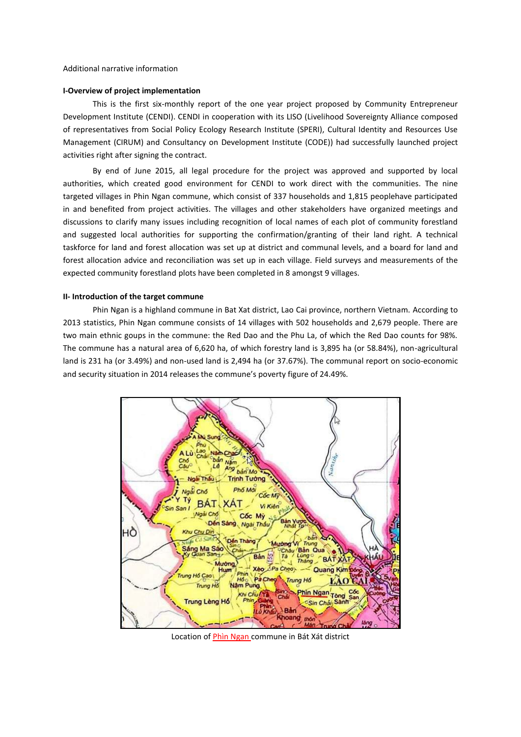Additional narrative information

**I-Overview of project implementation**

This is the first six-monthly report of the one year project proposed by Community Entrepreneur Development Institute (CENDI). CENDI in cooperation with its LISO (Livelihood Sovereignty Alliance composed of representatives from Social Policy Ecology Research Institute (SPERI), Cultural Identity and Resources Use Management (CIRUM) and Consultancy on Development Institute (CODE)) had successfully launched project activities right after signing the contract.

By end of June 2015, all legal procedure for the project was approved and supported by local authorities, which created good environment for CENDI to work direct with the communities. The nine targeted villages in Phin Ngan commune, which consist of 337 households and 1,815 peoplehave participated in and benefited from project activities. The villages and other stakeholders have organized meetings and discussions to clarify many issues including recognition of local names of each plot of community forestland and suggested local authorities for supporting the confirmation/granting of their land right. A technical taskforce for land and forest allocation was set up at district and communal levels, and a board for land and forest allocation advice and reconciliation was set up in each village. Field surveys and measurements of the expected community forestland plots have been completed in 8 amongst 9 villages.

**II- Introduction of the target commune**

Phin Ngan is a highland commune in Bat Xat district, Lao Cai province, northern Vietnam. According to 2013 statistics, Phin Ngan commune consists of 14 villages with 502 households and 2,679 people. There are two main ethnic goups in the commune: the Red Dao and the Phu La, of which the Red Dao counts for 98%. The commune has a natural area of 6,620 ha, of which forestry land is 3,895 ha (or 58.84%), non-agricultural land is 231 ha (or 3.49%) and non-used land is 2,494 ha (or 37.67%). The communal report on socio-economic and security situation in 2014 releases the commune's poverty figure of 24.49%.

Location of Phìn Ngan commune in Bát Xát district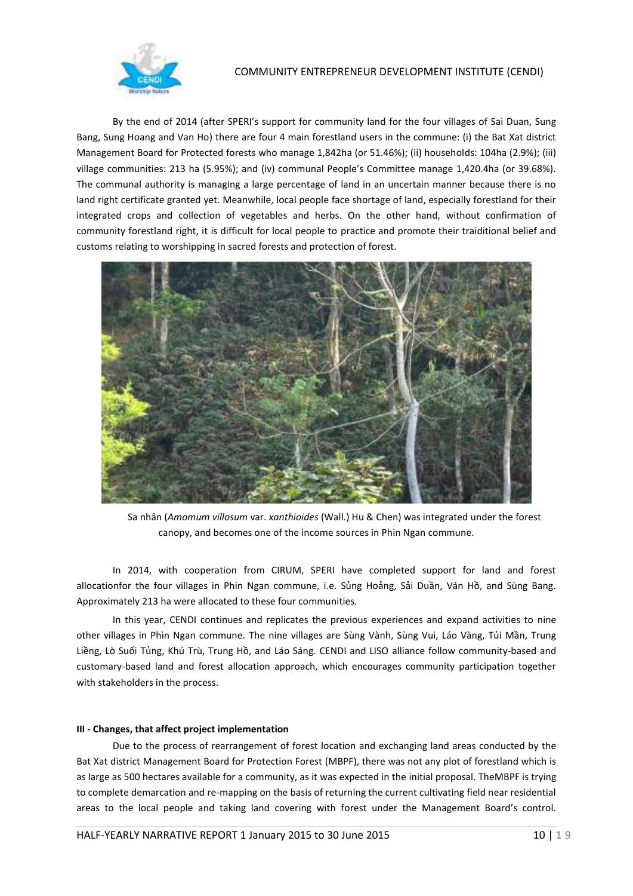By the end of 2014 (after SPERI's support for community land for the four villages of Sai Duan, Sung Bang, Sung Hoang and Van Ho) there are four 4 main forestland users in the commune: (i) the Bat Xat district Management Board for Protected forests who manage 1,842ha (or 51.46%); (ii) households: 104ha (2.9%); (iii) village communities: 213 ha (5.95%); and (iv) communal People's Committee manage 1,420.4ha (or 39.68%). The communal authority is managing a large percentage of land in an uncertain manner because there is no land right certificate granted yet. Meanwhile, local people face shortage of land, especially forestland for their integrated crops and collection of vegetables and herbs. On the other hand, without confirmation of community forestland right, it is difficult for local people to practice and promote their traiditional belief and customs relating to worshipping in sacred forests and protection of forest.

Sa nhân (*Amomum villosum* var. *xanthioides* (Wall.) Hu & Chen) was integrated under the forest canopy, and becomes one of the income sources in Phin Ngan commune.

In 2014, with cooperation from CIRUM, SPERI have completed support for land and forest allocationfor the four villages in Phin Ngan commune, i.e. Sủng Hoảng, Sải Duần, Ván Hồ, and Sùng Bang. Approximately 213 ha were allocated to these four communities.

In this year, CENDI continues and replicates the previous experiences and expand activities to nine other villages in Phìn Ngan commune. The nine villages are Sùng Vành, Sùng Vui, Láo Vàng, Tủi Mần, Trung Liềng, Lò Suối Tủng, Khú Trù, Trung Hồ, and Láo Sáng. CENDI and LISO alliance follow community-based and customary-based land and forest allocation approach, which encourages community participation together with stakeholders in the process.

**III - Changes, that affect project implementation**

Due to the process of rearrangement of forest location and exchanging land areas conducted by the Bat Xat district Management Board for Protection Forest (MBPF), there was not any plot of forestland which is as large as 500 hectares available for a community, as it was expected in the initial proposal. TheMBPF is trying to complete demarcation and re-mapping on the basis of returning the current cultivating field near residential areas to the local people and taking land covering with forest under the Management Board's control.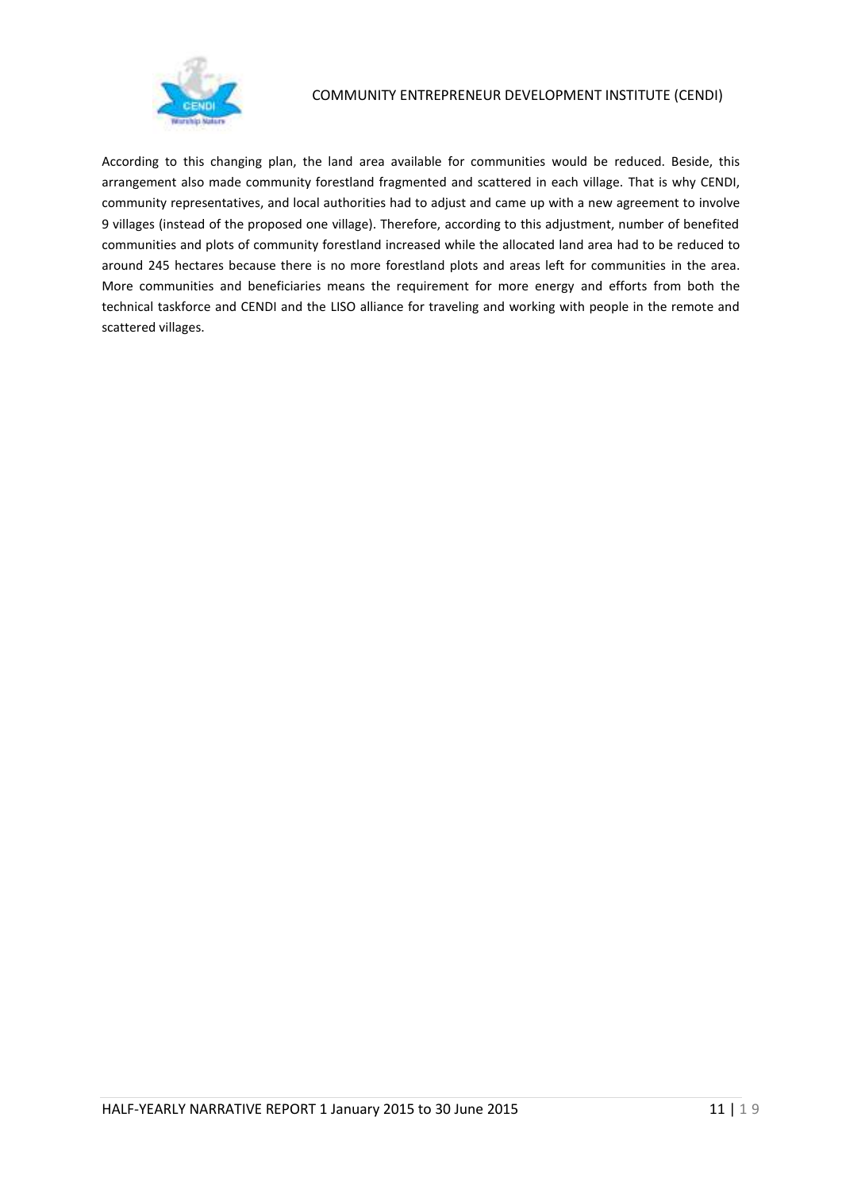According to this changing plan, the land area available for communities would be reduced. Beside, this arrangement also made community forestland fragmented and scattered in each village. That is why CENDI, community representatives, and local authorities had to adjust and came up with a new agreement to involve 9 villages (instead of the proposed one village). Therefore, according to this adjustment, number of benefited communities and plots of community forestland increased while the allocated land area had to be reduced to around 245 hectares because there is no more forestland plots and areas left for communities in the area. More communities and beneficiaries means the requirement for more energy and efforts from both the technical taskforce and CENDI and the LISO alliance for traveling and working with people in the remote and scattered villages.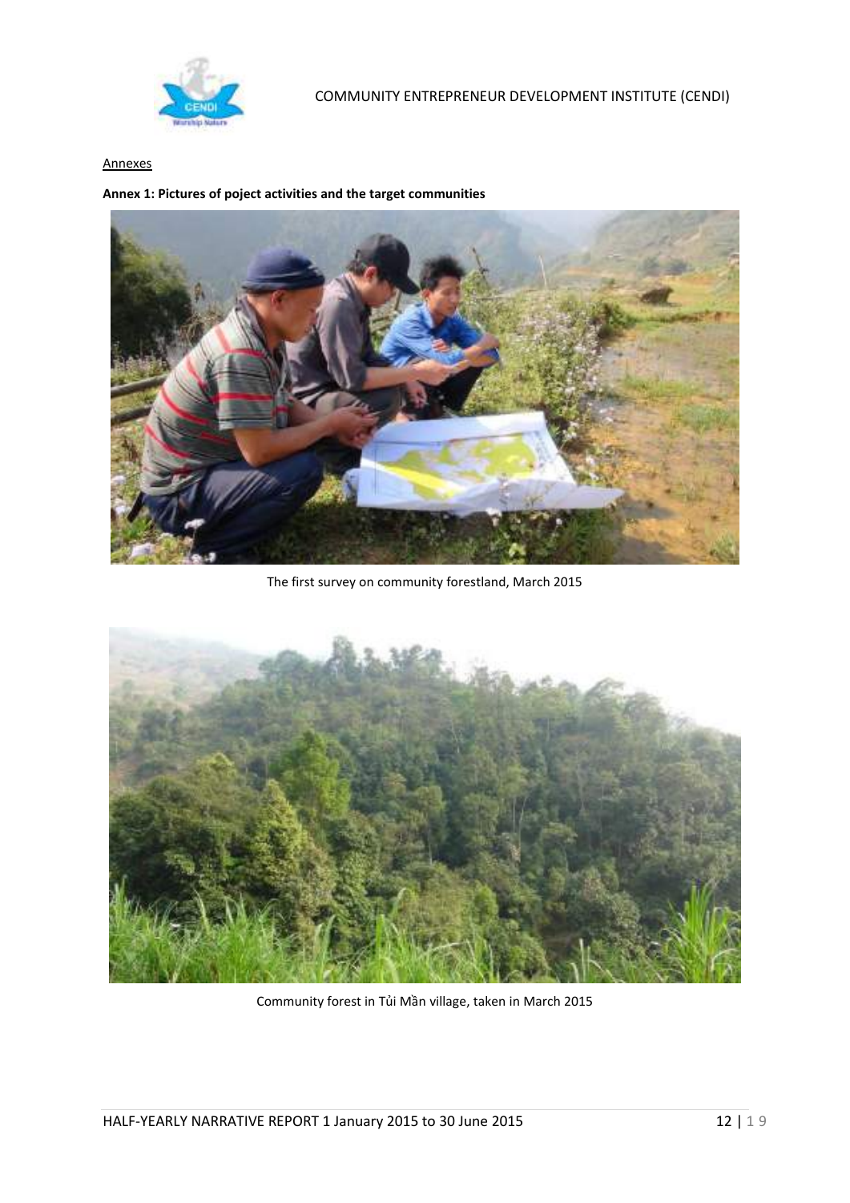Annexes

**Annex 1: Pictures of poject activities and the target communities**

The first survey on community forestland, March 2015

Community forest in Tủi Mần village, taken in March 2015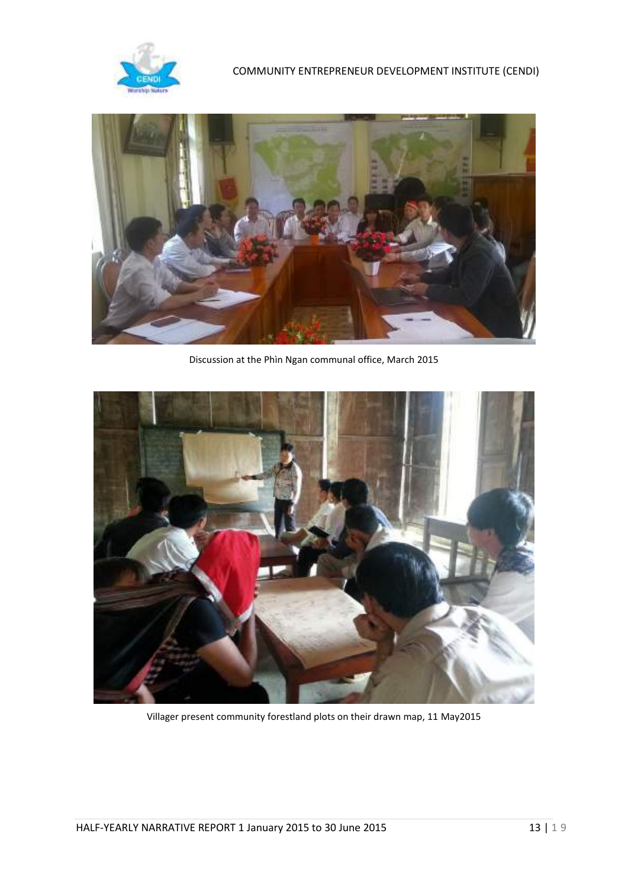Discussion at the Phìn Ngan communal office, March 2015

Villager present community forestland plots on their drawn map, 11 May2015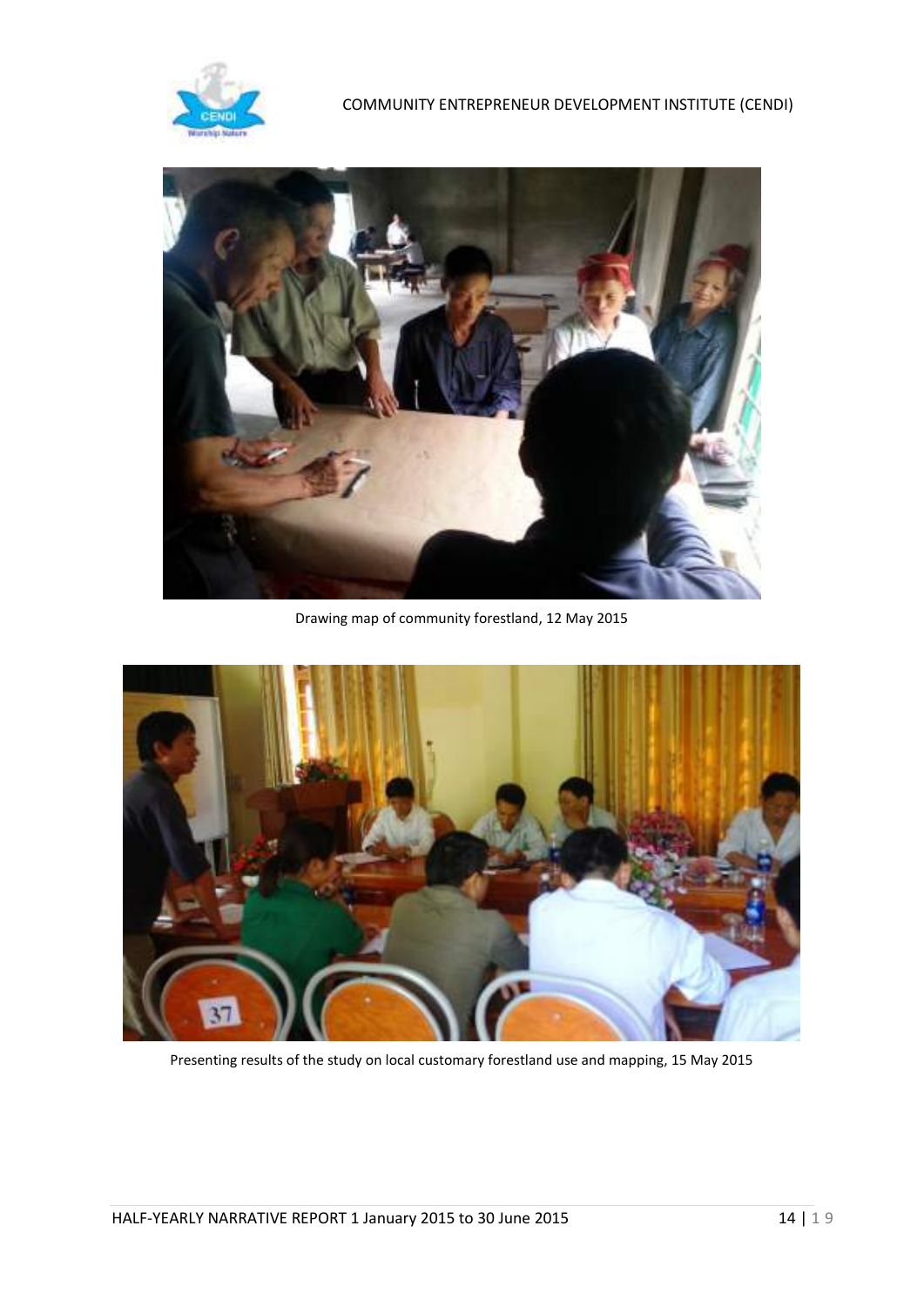Drawing map of community forestland, 12 May 2015

Presenting results of the study on local customary forestland use and mapping, 15 May 2015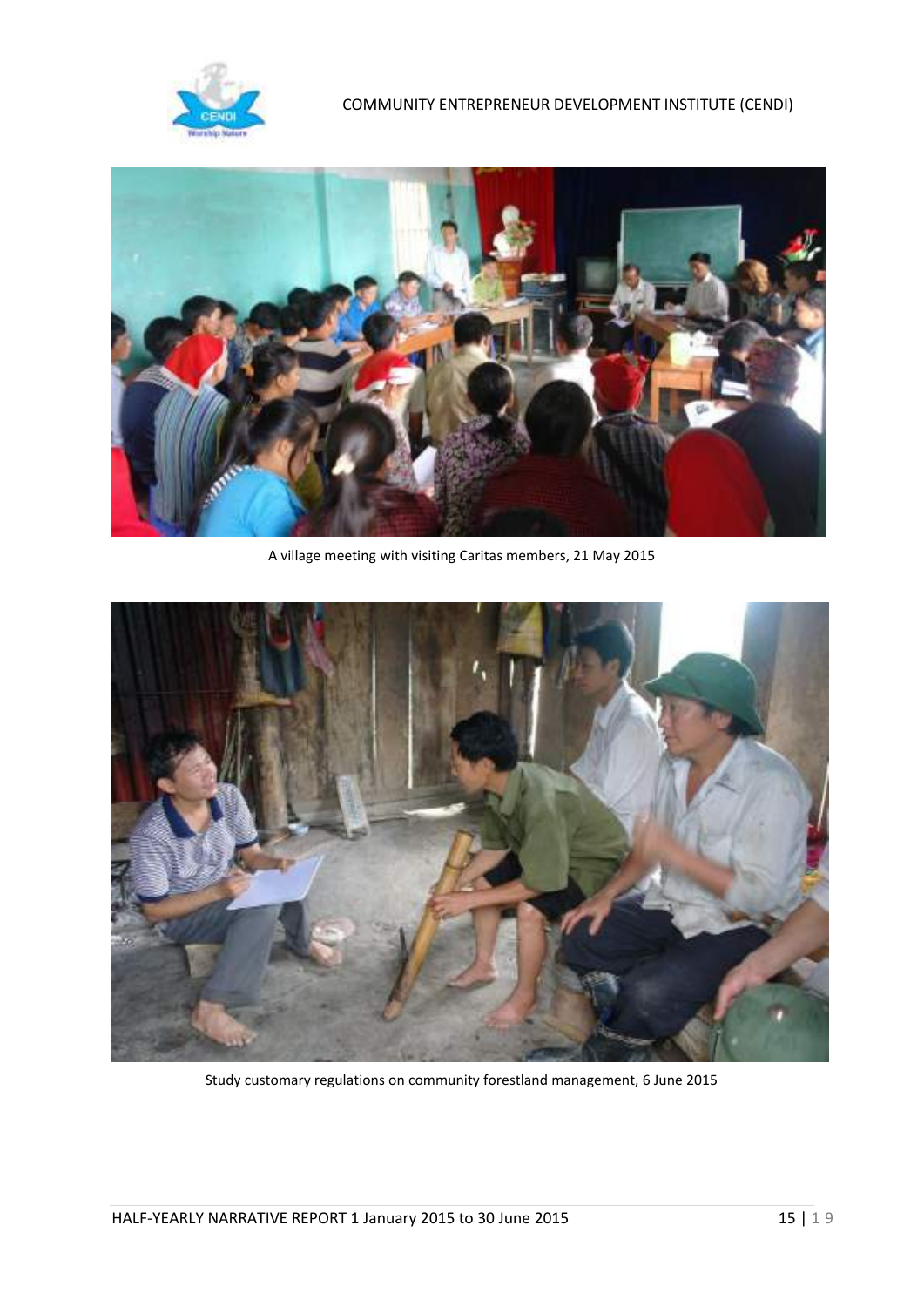A village meeting with visiting Caritas members, 21 May 2015

Study customary regulations on community forestland management, 6 June 2015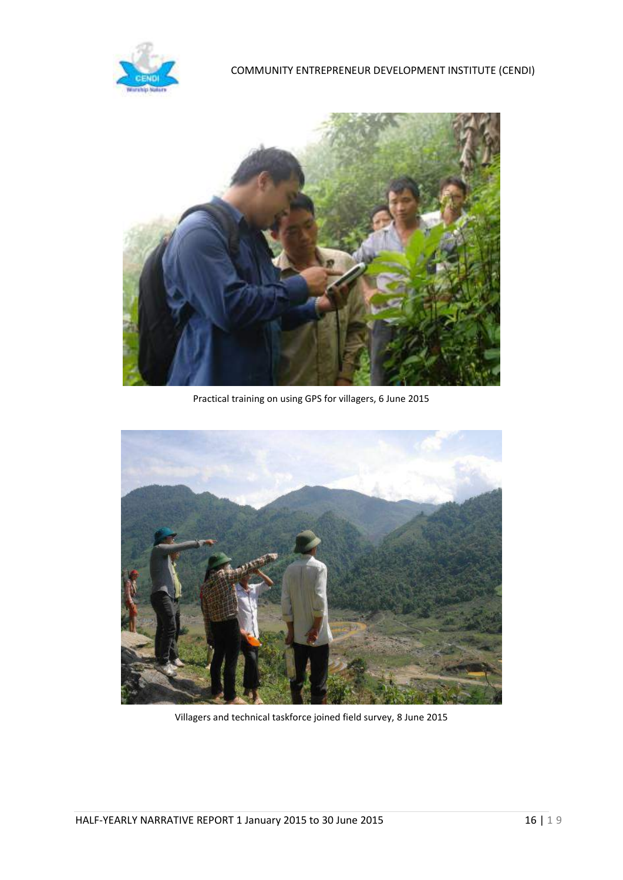Practical training on using GPS for villagers, 6 June 2015

Villagers and technical taskforce joined field survey, 8 June 2015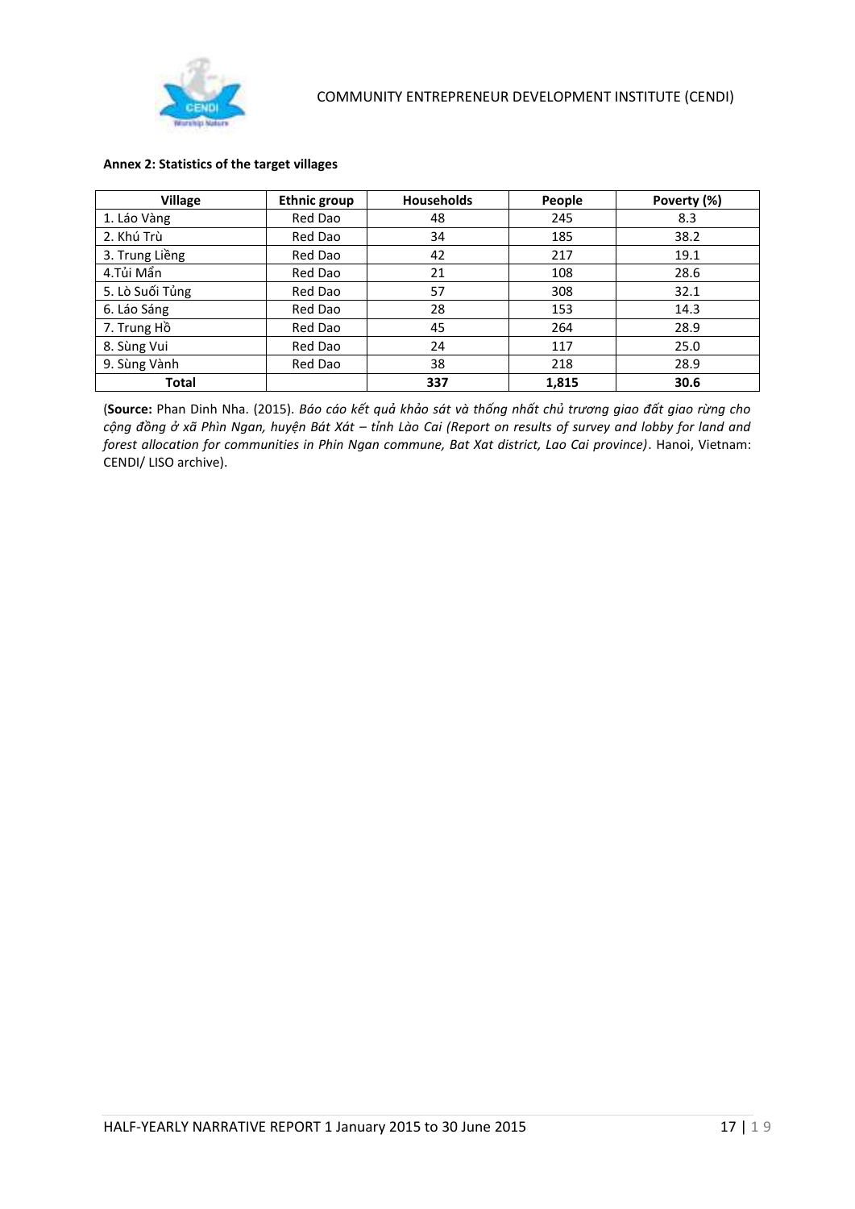**Annex 2: Statistics of the target villages**

| Village | Ethnic group | Households | People | Poverty (%) |
|---|---|---|---|---|
| 1. Láo Vàng | Red Dao | 48 | 245 | 8.3 |
| 2. Khú Trù | Red Dao | 34 | 185 | 38.2 |
| 3. Trung Liềng | Red Dao | 42 | 217 | 19.1 |
| 4.Tủi Mẩn | Red Dao | 21 | 108 | 28.6 |
| 5. Lò Suối Tủng | Red Dao | 57 | 308 | 32.1 |
| 6. Láo Sáng | Red Dao | 28 | 153 | 14.3 |
| 7. Trung Hồ | Red Dao | 45 | 264 | 28.9 |
| 8. Sùng Vui | Red Dao | 24 | 117 | 25.0 |
| 9. Sùng Vành | Red Dao | 38 | 218 | 28.9 |
| **Total** | | **337** | **1,815** | **30.6** |

(**Source:** Phan Dinh Nha. (2015). *Báo cáo kết quả khảo sát và thống nhất chủ trương giao đất giao rừng cho cộng đồng ở xã Phìn Ngan, huyện Bát Xát – tỉnh Lào Cai (Report on results of survey and lobby for land and forest allocation for communities in Phin Ngan commune, Bat Xat district, Lao Cai province)*. Hanoi, Vietnam: CENDI/ LISO archive).